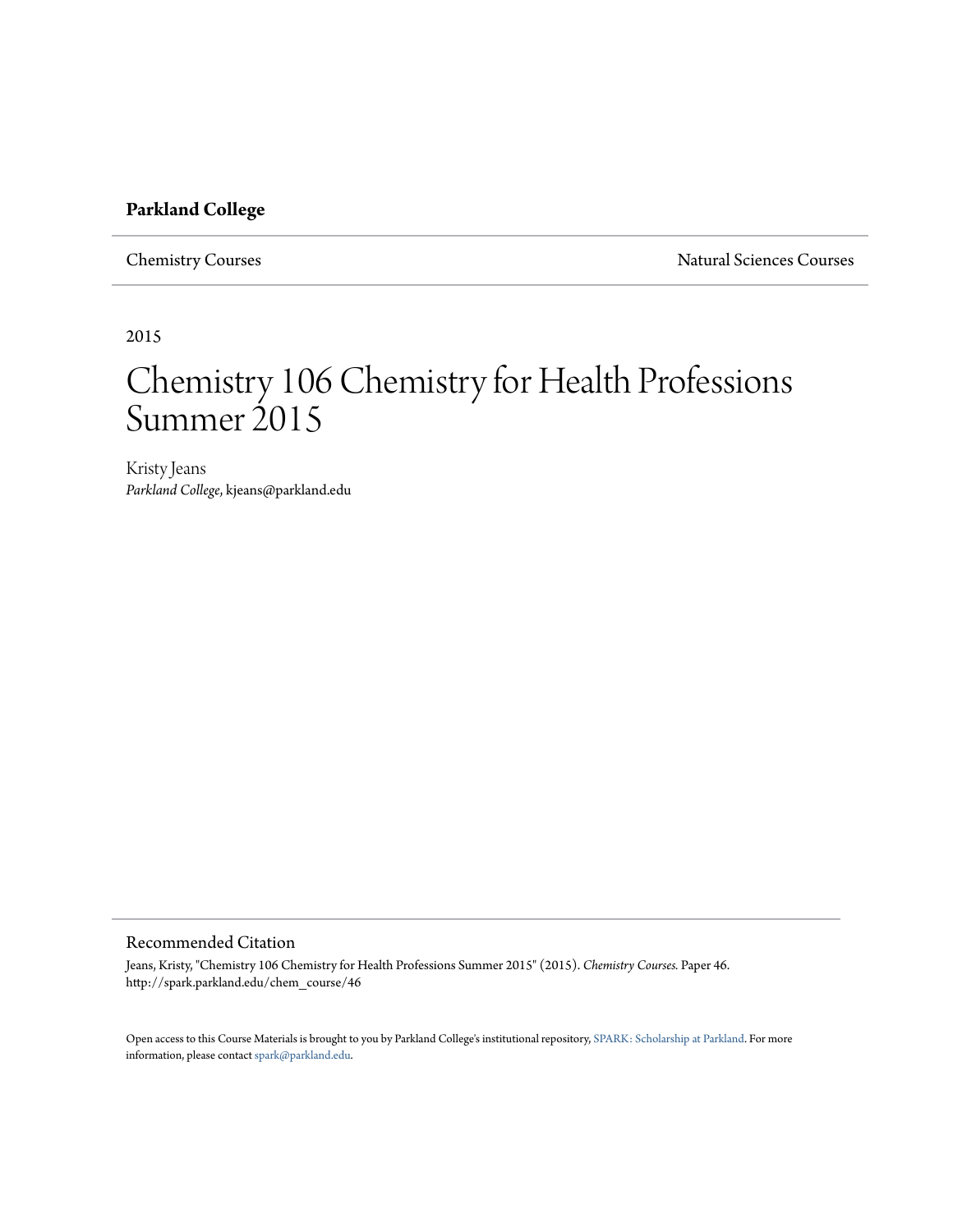**Parkland College**

Chemistry Courses | Natural Sciences Courses

2015

# Chemistry 106 Chemistry for Health Professions Summer 2015

Kristy Jeans
*Parkland College*, kjeans@parkland.edu

## Recommended Citation

Jeans, Kristy, "Chemistry 106 Chemistry for Health Professions Summer 2015" (2015). *Chemistry Courses.* Paper 46.
http://spark.parkland.edu/chem_course/46

Open access to this Course Materials is brought to you by Parkland College's institutional repository, SPARK: Scholarship at Parkland. For more information, please contact spark@parkland.edu.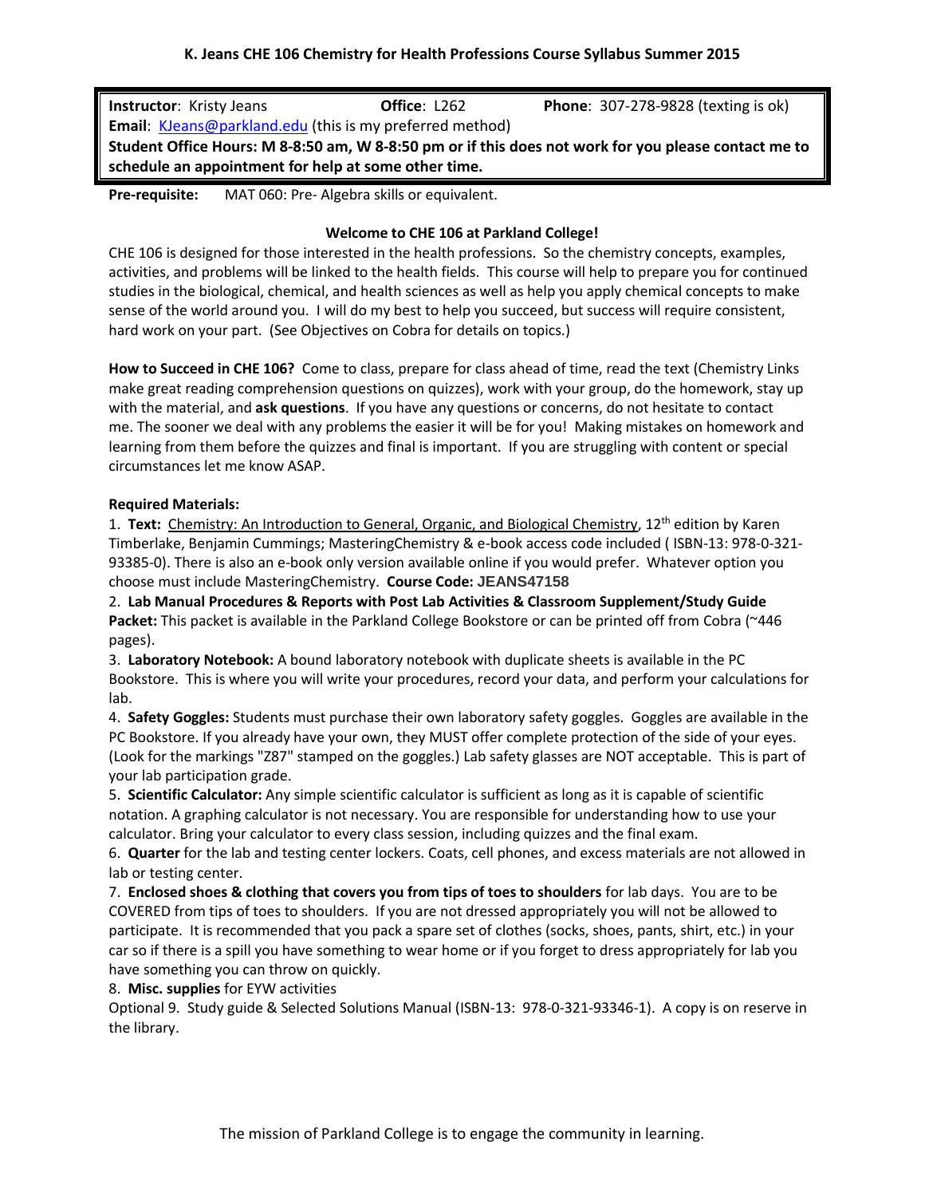## K. Jeans CHE 106 Chemistry for Health Professions Course Syllabus Summer 2015

**Instructor**: Kristy Jeans **Office**: L262 **Phone**: 307-278-9828 (texting is ok)
**Email**: KJeans@parkland.edu (this is my preferred method)
**Student Office Hours: M 8-8:50 am, W 8-8:50 pm or if this does not work for you please contact me to schedule an appointment for help at some other time.**

**Pre-requisite:** MAT 060: Pre- Algebra skills or equivalent.

### Welcome to CHE 106 at Parkland College!

CHE 106 is designed for those interested in the health professions. So the chemistry concepts, examples, activities, and problems will be linked to the health fields. This course will help to prepare you for continued studies in the biological, chemical, and health sciences as well as help you apply chemical concepts to make sense of the world around you. I will do my best to help you succeed, but success will require consistent, hard work on your part. (See Objectives on Cobra for details on topics.)

**How to Succeed in CHE 106?** Come to class, prepare for class ahead of time, read the text (Chemistry Links make great reading comprehension questions on quizzes), work with your group, do the homework, stay up with the material, and **ask questions**. If you have any questions or concerns, do not hesitate to contact me. The sooner we deal with any problems the easier it will be for you! Making mistakes on homework and learning from them before the quizzes and final is important. If you are struggling with content or special circumstances let me know ASAP.

**Required Materials:**

1. **Text:** Chemistry: An Introduction to General, Organic, and Biological Chemistry, 12th edition by Karen Timberlake, Benjamin Cummings; MasteringChemistry & e-book access code included ( ISBN-13: 978-0-321-93385-0). There is also an e-book only version available online if you would prefer. Whatever option you choose must include MasteringChemistry. **Course Code: JEANS47158**
2. **Lab Manual Procedures & Reports with Post Lab Activities & Classroom Supplement/Study Guide Packet:** This packet is available in the Parkland College Bookstore or can be printed off from Cobra (~446 pages).
3. **Laboratory Notebook:** A bound laboratory notebook with duplicate sheets is available in the PC Bookstore. This is where you will write your procedures, record your data, and perform your calculations for lab.
4. **Safety Goggles:** Students must purchase their own laboratory safety goggles. Goggles are available in the PC Bookstore. If you already have your own, they MUST offer complete protection of the side of your eyes. (Look for the markings "Z87" stamped on the goggles.) Lab safety glasses are NOT acceptable. This is part of your lab participation grade.
5. **Scientific Calculator:** Any simple scientific calculator is sufficient as long as it is capable of scientific notation. A graphing calculator is not necessary. You are responsible for understanding how to use your calculator. Bring your calculator to every class session, including quizzes and the final exam.
6. **Quarter** for the lab and testing center lockers. Coats, cell phones, and excess materials are not allowed in lab or testing center.
7. **Enclosed shoes & clothing that covers you from tips of toes to shoulders** for lab days. You are to be COVERED from tips of toes to shoulders. If you are not dressed appropriately you will not be allowed to participate. It is recommended that you pack a spare set of clothes (socks, shoes, pants, shirt, etc.) in your car so if there is a spill you have something to wear home or if you forget to dress appropriately for lab you have something you can throw on quickly.
8. **Misc. supplies** for EYW activities

Optional 9. Study guide & Selected Solutions Manual (ISBN-13: 978-0-321-93346-1). A copy is on reserve in the library.

The mission of Parkland College is to engage the community in learning.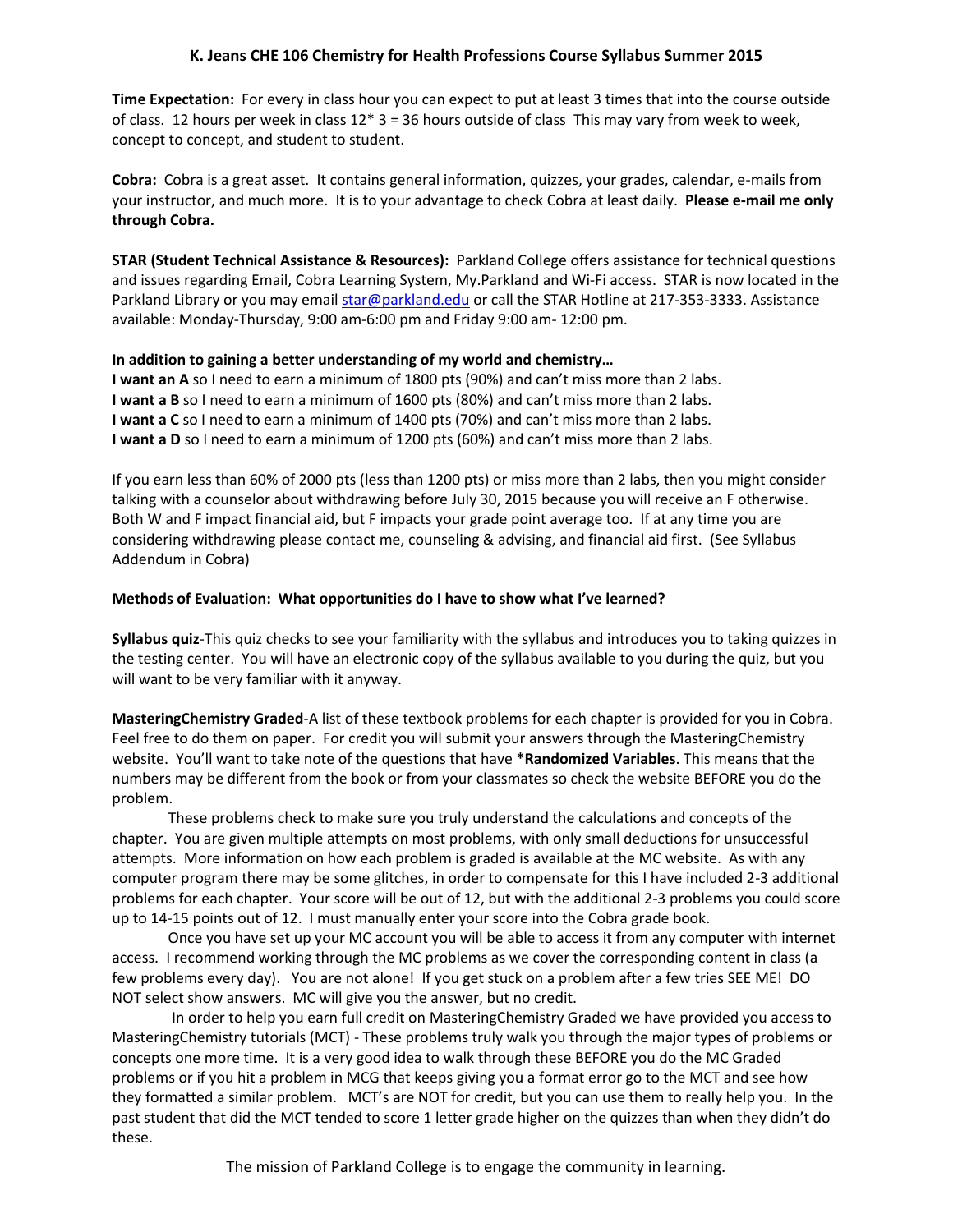**Time Expectation:** For every in class hour you can expect to put at least 3 times that into the course outside of class. 12 hours per week in class 12* 3 = 36 hours outside of class This may vary from week to week, concept to concept, and student to student.

**Cobra:** Cobra is a great asset. It contains general information, quizzes, your grades, calendar, e-mails from your instructor, and much more. It is to your advantage to check Cobra at least daily. **Please e-mail me only through Cobra.**

**STAR (Student Technical Assistance & Resources):** Parkland College offers assistance for technical questions and issues regarding Email, Cobra Learning System, My.Parkland and Wi-Fi access. STAR is now located in the Parkland Library or you may email star@parkland.edu or call the STAR Hotline at 217-353-3333. Assistance available: Monday-Thursday, 9:00 am-6:00 pm and Friday 9:00 am- 12:00 pm.

**In addition to gaining a better understanding of my world and chemistry…**

**I want an A** so I need to earn a minimum of 1800 pts (90%) and can't miss more than 2 labs.
**I want a B** so I need to earn a minimum of 1600 pts (80%) and can't miss more than 2 labs.
**I want a C** so I need to earn a minimum of 1400 pts (70%) and can't miss more than 2 labs.
**I want a D** so I need to earn a minimum of 1200 pts (60%) and can't miss more than 2 labs.

If you earn less than 60% of 2000 pts (less than 1200 pts) or miss more than 2 labs, then you might consider talking with a counselor about withdrawing before July 30, 2015 because you will receive an F otherwise. Both W and F impact financial aid, but F impacts your grade point average too. If at any time you are considering withdrawing please contact me, counseling & advising, and financial aid first. (See Syllabus Addendum in Cobra)

**Methods of Evaluation: What opportunities do I have to show what I've learned?**

**Syllabus quiz**-This quiz checks to see your familiarity with the syllabus and introduces you to taking quizzes in the testing center. You will have an electronic copy of the syllabus available to you during the quiz, but you will want to be very familiar with it anyway.

**MasteringChemistry Graded**-A list of these textbook problems for each chapter is provided for you in Cobra. Feel free to do them on paper. For credit you will submit your answers through the MasteringChemistry website. You'll want to take note of the questions that have ***Randomized Variables**. This means that the numbers may be different from the book or from your classmates so check the website BEFORE you do the problem.

These problems check to make sure you truly understand the calculations and concepts of the chapter. You are given multiple attempts on most problems, with only small deductions for unsuccessful attempts. More information on how each problem is graded is available at the MC website. As with any computer program there may be some glitches, in order to compensate for this I have included 2-3 additional problems for each chapter. Your score will be out of 12, but with the additional 2-3 problems you could score up to 14-15 points out of 12. I must manually enter your score into the Cobra grade book.

Once you have set up your MC account you will be able to access it from any computer with internet access. I recommend working through the MC problems as we cover the corresponding content in class (a few problems every day). You are not alone! If you get stuck on a problem after a few tries SEE ME! DO NOT select show answers. MC will give you the answer, but no credit.

In order to help you earn full credit on MasteringChemistry Graded we have provided you access to MasteringChemistry tutorials (MCT) - These problems truly walk you through the major types of problems or concepts one more time. It is a very good idea to walk through these BEFORE you do the MC Graded problems or if you hit a problem in MCG that keeps giving you a format error go to the MCT and see how they formatted a similar problem. MCT's are NOT for credit, but you can use them to really help you. In the past student that did the MCT tended to score 1 letter grade higher on the quizzes than when they didn't do these.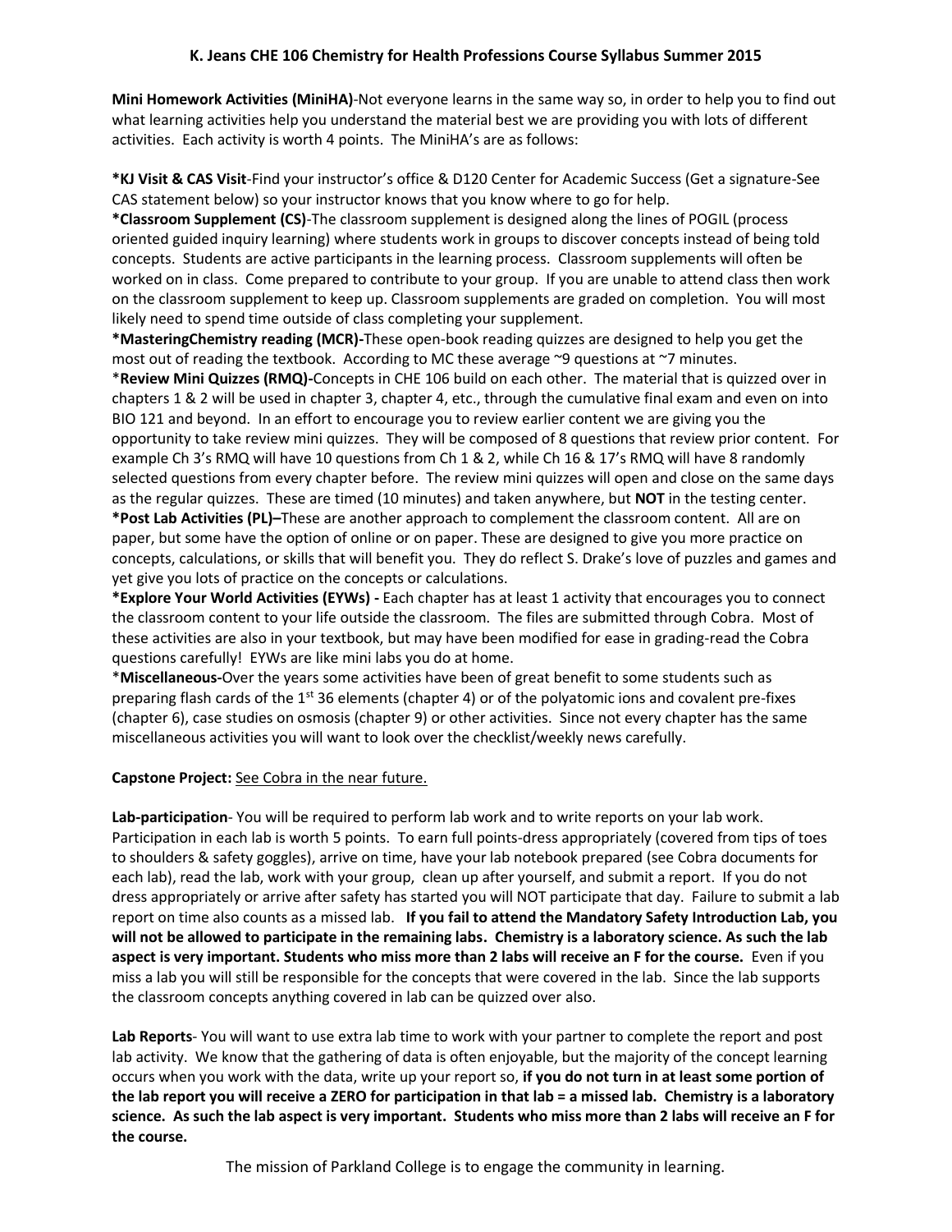**Mini Homework Activities (MiniHA)**-Not everyone learns in the same way so, in order to help you to find out what learning activities help you understand the material best we are providing you with lots of different activities. Each activity is worth 4 points. The MiniHA's are as follows:

***KJ Visit & CAS Visit**-Find your instructor's office & D120 Center for Academic Success (Get a signature-See CAS statement below) so your instructor knows that you know where to go for help.

***Classroom Supplement (CS)**-The classroom supplement is designed along the lines of POGIL (process oriented guided inquiry learning) where students work in groups to discover concepts instead of being told concepts. Students are active participants in the learning process. Classroom supplements will often be worked on in class. Come prepared to contribute to your group. If you are unable to attend class then work on the classroom supplement to keep up. Classroom supplements are graded on completion. You will most likely need to spend time outside of class completing your supplement.

***MasteringChemistry reading (MCR)**-These open-book reading quizzes are designed to help you get the most out of reading the textbook. According to MC these average ~9 questions at ~7 minutes.

***Review Mini Quizzes (RMQ)**-Concepts in CHE 106 build on each other. The material that is quizzed over in chapters 1 & 2 will be used in chapter 3, chapter 4, etc., through the cumulative final exam and even on into BIO 121 and beyond. In an effort to encourage you to review earlier content we are giving you the opportunity to take review mini quizzes. They will be composed of 8 questions that review prior content. For example Ch 3's RMQ will have 10 questions from Ch 1 & 2, while Ch 16 & 17's RMQ will have 8 randomly selected questions from every chapter before. The review mini quizzes will open and close on the same days as the regular quizzes. These are timed (10 minutes) and taken anywhere, but **NOT** in the testing center.

***Post Lab Activities (PL)–**These are another approach to complement the classroom content. All are on paper, but some have the option of online or on paper. These are designed to give you more practice on concepts, calculations, or skills that will benefit you. They do reflect S. Drake's love of puzzles and games and yet give you lots of practice on the concepts or calculations.

***Explore Your World Activities (EYWs) -** Each chapter has at least 1 activity that encourages you to connect the classroom content to your life outside the classroom. The files are submitted through Cobra. Most of these activities are also in your textbook, but may have been modified for ease in grading-read the Cobra questions carefully! EYWs are like mini labs you do at home.

***Miscellaneous-**Over the years some activities have been of great benefit to some students such as preparing flash cards of the 1st 36 elements (chapter 4) or of the polyatomic ions and covalent pre-fixes (chapter 6), case studies on osmosis (chapter 9) or other activities. Since not every chapter has the same miscellaneous activities you will want to look over the checklist/weekly news carefully.

**Capstone Project:** <u>See Cobra in the near future.</u>

**Lab-participation**- You will be required to perform lab work and to write reports on your lab work. Participation in each lab is worth 5 points. To earn full points-dress appropriately (covered from tips of toes to shoulders & safety goggles), arrive on time, have your lab notebook prepared (see Cobra documents for each lab), read the lab, work with your group, clean up after yourself, and submit a report. If you do not dress appropriately or arrive after safety has started you will NOT participate that day. Failure to submit a lab report on time also counts as a missed lab. **If you fail to attend the Mandatory Safety Introduction Lab, you will not be allowed to participate in the remaining labs. Chemistry is a laboratory science. As such the lab aspect is very important. Students who miss more than 2 labs will receive an F for the course.** Even if you miss a lab you will still be responsible for the concepts that were covered in the lab. Since the lab supports the classroom concepts anything covered in lab can be quizzed over also.

**Lab Reports**- You will want to use extra lab time to work with your partner to complete the report and post lab activity. We know that the gathering of data is often enjoyable, but the majority of the concept learning occurs when you work with the data, write up your report so, **if you do not turn in at least some portion of the lab report you will receive a ZERO for participation in that lab = a missed lab. Chemistry is a laboratory science. As such the lab aspect is very important. Students who miss more than 2 labs will receive an F for the course.**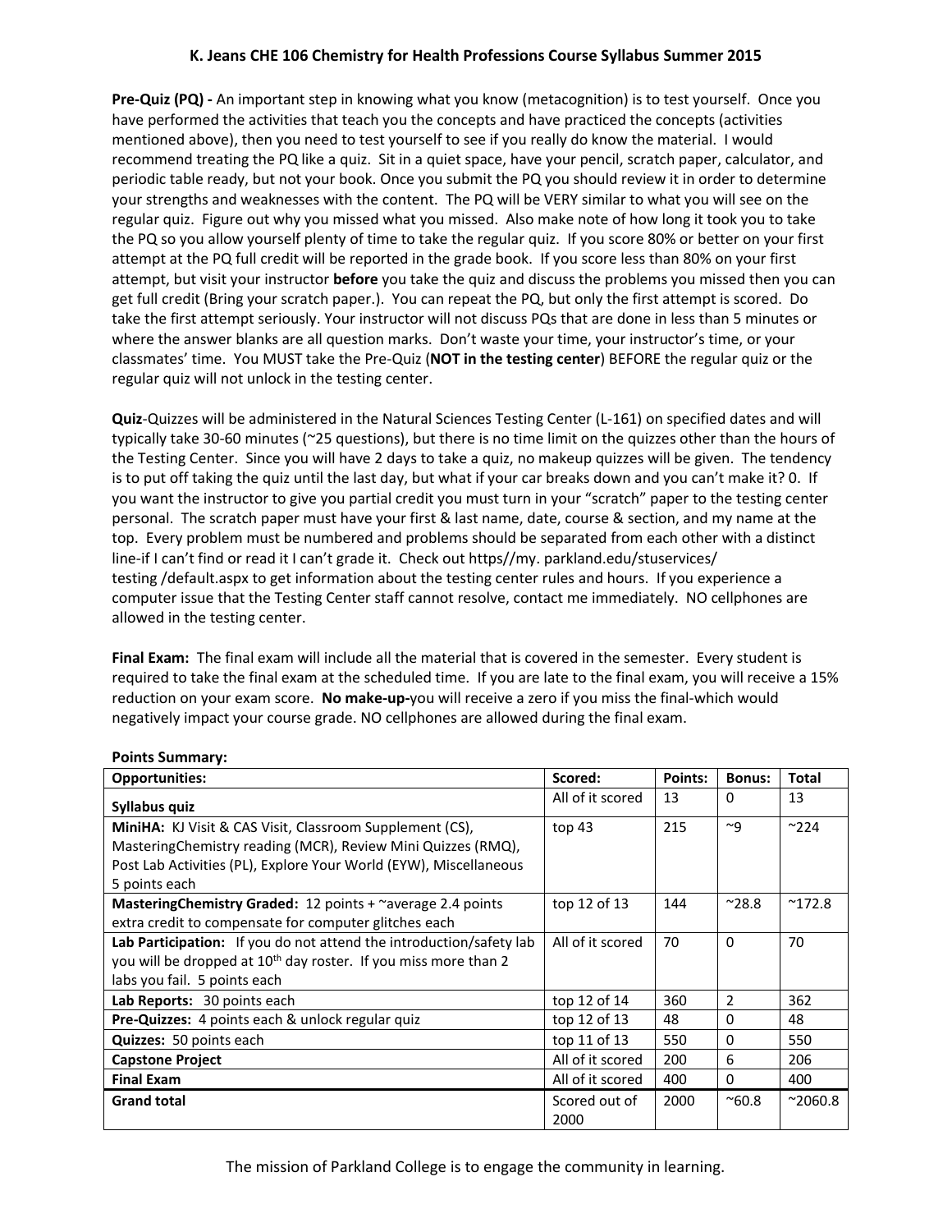**Pre-Quiz (PQ) -** An important step in knowing what you know (metacognition) is to test yourself. Once you have performed the activities that teach you the concepts and have practiced the concepts (activities mentioned above), then you need to test yourself to see if you really do know the material. I would recommend treating the PQ like a quiz. Sit in a quiet space, have your pencil, scratch paper, calculator, and periodic table ready, but not your book. Once you submit the PQ you should review it in order to determine your strengths and weaknesses with the content. The PQ will be VERY similar to what you will see on the regular quiz. Figure out why you missed what you missed. Also make note of how long it took you to take the PQ so you allow yourself plenty of time to take the regular quiz. If you score 80% or better on your first attempt at the PQ full credit will be reported in the grade book. If you score less than 80% on your first attempt, but visit your instructor **before** you take the quiz and discuss the problems you missed then you can get full credit (Bring your scratch paper.). You can repeat the PQ, but only the first attempt is scored. Do take the first attempt seriously. Your instructor will not discuss PQs that are done in less than 5 minutes or where the answer blanks are all question marks. Don't waste your time, your instructor's time, or your classmates' time. You MUST take the Pre-Quiz (**NOT in the testing center**) BEFORE the regular quiz or the regular quiz will not unlock in the testing center.

**Quiz**-Quizzes will be administered in the Natural Sciences Testing Center (L-161) on specified dates and will typically take 30-60 minutes (~25 questions), but there is no time limit on the quizzes other than the hours of the Testing Center. Since you will have 2 days to take a quiz, no makeup quizzes will be given. The tendency is to put off taking the quiz until the last day, but what if your car breaks down and you can't make it? 0. If you want the instructor to give you partial credit you must turn in your "scratch" paper to the testing center personal. The scratch paper must have your first & last name, date, course & section, and my name at the top. Every problem must be numbered and problems should be separated from each other with a distinct line-if I can't find or read it I can't grade it. Check out https//my. parkland.edu/stuservices/ testing /default.aspx to get information about the testing center rules and hours. If you experience a computer issue that the Testing Center staff cannot resolve, contact me immediately. NO cellphones are allowed in the testing center.

**Final Exam:** The final exam will include all the material that is covered in the semester. Every student is required to take the final exam at the scheduled time. If you are late to the final exam, you will receive a 15% reduction on your exam score. **No make-up-**you will receive a zero if you miss the final-which would negatively impact your course grade. NO cellphones are allowed during the final exam.

**Points Summary:**

| **Opportunities:** | **Scored:** | **Points:** | **Bonus:** | **Total** |
|---|---|---|---|---|
| **Syllabus quiz** | All of it scored | 13 | 0 | 13 |
| **MiniHA:** KJ Visit & CAS Visit, Classroom Supplement (CS), MasteringChemistry reading (MCR), Review Mini Quizzes (RMQ), Post Lab Activities (PL), Explore Your World (EYW), Miscellaneous 5 points each | top 43 | 215 | ~9 | ~224 |
| **MasteringChemistry Graded:** 12 points + ~average 2.4 points extra credit to compensate for computer glitches each | top 12 of 13 | 144 | ~28.8 | ~172.8 |
| **Lab Participation:** If you do not attend the introduction/safety lab you will be dropped at 10th day roster. If you miss more than 2 labs you fail. 5 points each | All of it scored | 70 | 0 | 70 |
| **Lab Reports:** 30 points each | top 12 of 14 | 360 | 2 | 362 |
| **Pre-Quizzes:** 4 points each & unlock regular quiz | top 12 of 13 | 48 | 0 | 48 |
| **Quizzes:** 50 points each | top 11 of 13 | 550 | 0 | 550 |
| **Capstone Project** | All of it scored | 200 | 6 | 206 |
| **Final Exam** | All of it scored | 400 | 0 | 400 |
| **Grand total** | Scored out of 2000 | 2000 | ~60.8 | ~2060.8 |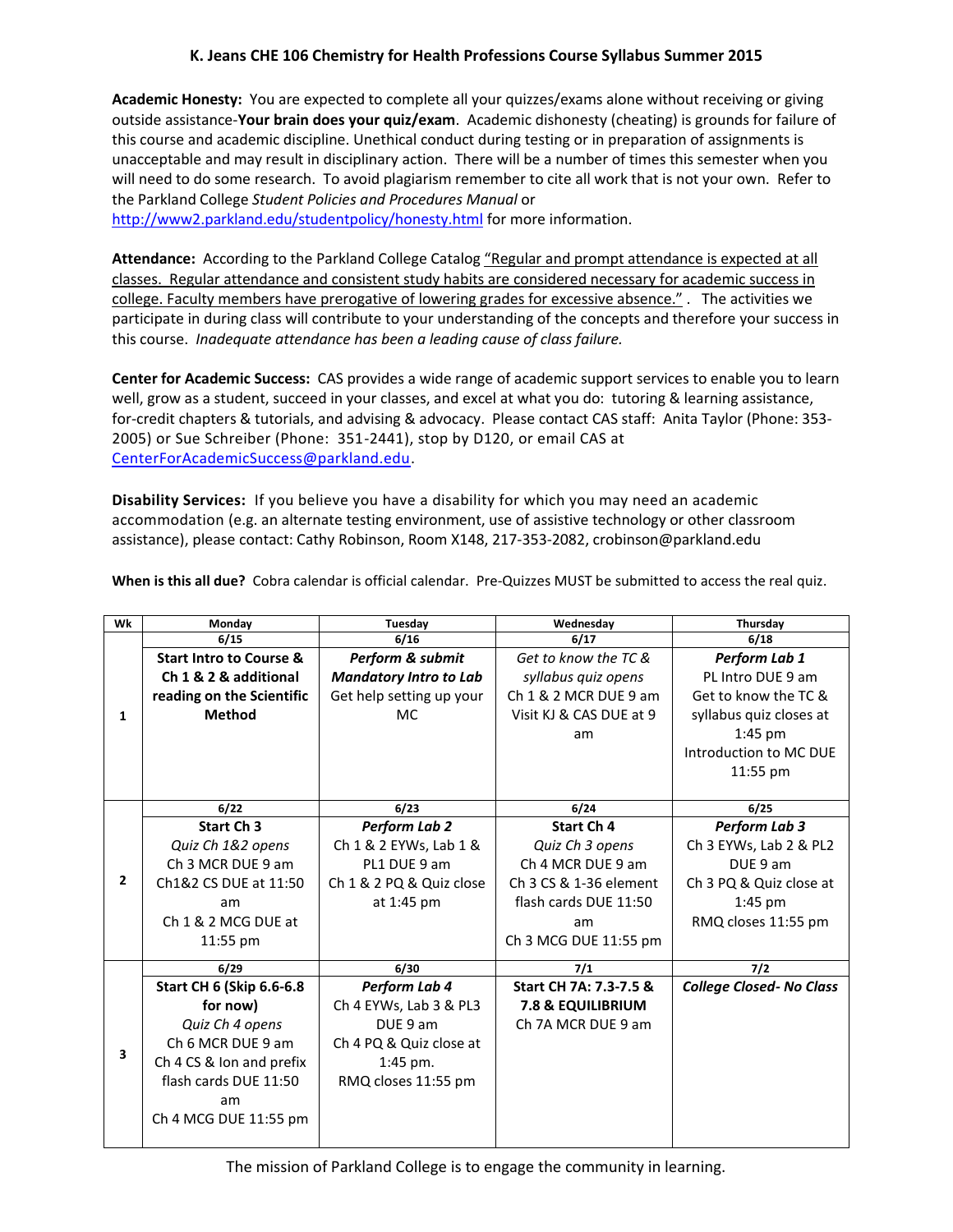**K. Jeans CHE 106 Chemistry for Health Professions Course Syllabus Summer 2015**

**Academic Honesty:** You are expected to complete all your quizzes/exams alone without receiving or giving outside assistance-**Your brain does your quiz/exam**. Academic dishonesty (cheating) is grounds for failure of this course and academic discipline. Unethical conduct during testing or in preparation of assignments is unacceptable and may result in disciplinary action. There will be a number of times this semester when you will need to do some research. To avoid plagiarism remember to cite all work that is not your own. Refer to the Parkland College *Student Policies and Procedures Manual* or http://www2.parkland.edu/studentpolicy/honesty.html for more information.

**Attendance:** According to the Parkland College Catalog "Regular and prompt attendance is expected at all classes. Regular attendance and consistent study habits are considered necessary for academic success in college. Faculty members have prerogative of lowering grades for excessive absence." . The activities we participate in during class will contribute to your understanding of the concepts and therefore your success in this course. *Inadequate attendance has been a leading cause of class failure.*

**Center for Academic Success:** CAS provides a wide range of academic support services to enable you to learn well, grow as a student, succeed in your classes, and excel at what you do: tutoring & learning assistance, for-credit chapters & tutorials, and advising & advocacy. Please contact CAS staff: Anita Taylor (Phone: 353-2005) or Sue Schreiber (Phone: 351-2441), stop by D120, or email CAS at CenterForAcademicSuccess@parkland.edu.

**Disability Services:** If you believe you have a disability for which you may need an academic accommodation (e.g. an alternate testing environment, use of assistive technology or other classroom assistance), please contact: Cathy Robinson, Room X148, 217-353-2082, crobinson@parkland.edu

**When is this all due?** Cobra calendar is official calendar. Pre-Quizzes MUST be submitted to access the real quiz.

| Wk | Monday | Tuesday | Wednesday | Thursday |
|---|---|---|---|---|
| | 6/15 | 6/16 | 6/17 | 6/18 |
| 1 | **Start Intro to Course & Ch 1 & 2 & additional reading on the Scientific Method** | ***Perform & submit Mandatory Intro to Lab*** Get help setting up your MC | *Get to know the TC & syllabus quiz opens* Ch 1 & 2 MCR DUE 9 am Visit KJ & CAS DUE at 9 am | ***Perform Lab 1*** PL Intro DUE 9 am Get to know the TC & syllabus quiz closes at 1:45 pm Introduction to MC DUE 11:55 pm |
| | 6/22 | 6/23 | 6/24 | 6/25 |
| 2 | **Start Ch 3** *Quiz Ch 1&2 opens* Ch 3 MCR DUE 9 am Ch1&2 CS DUE at 11:50 am Ch 1 & 2 MCG DUE at 11:55 pm | ***Perform Lab 2*** Ch 1 & 2 EYWs, Lab 1 & PL1 DUE 9 am Ch 1 & 2 PQ & Quiz close at 1:45 pm | **Start Ch 4** *Quiz Ch 3 opens* Ch 4 MCR DUE 9 am Ch 3 CS & 1-36 element flash cards DUE 11:50 am Ch 3 MCG DUE 11:55 pm | ***Perform Lab 3*** Ch 3 EYWs, Lab 2 & PL2 DUE 9 am Ch 3 PQ & Quiz close at 1:45 pm RMQ closes 11:55 pm |
| | 6/29 | 6/30 | 7/1 | 7/2 |
| 3 | **Start CH 6 (Skip 6.6-6.8 for now)** *Quiz Ch 4 opens* Ch 6 MCR DUE 9 am Ch 4 CS & Ion and prefix flash cards DUE 11:50 am Ch 4 MCG DUE 11:55 pm | ***Perform Lab 4*** Ch 4 EYWs, Lab 3 & PL3 DUE 9 am Ch 4 PQ & Quiz close at 1:45 pm. RMQ closes 11:55 pm | **Start CH 7A: 7.3-7.5 & 7.8 & EQUILIBRIUM** Ch 7A MCR DUE 9 am | ***College Closed- No Class*** |

The mission of Parkland College is to engage the community in learning.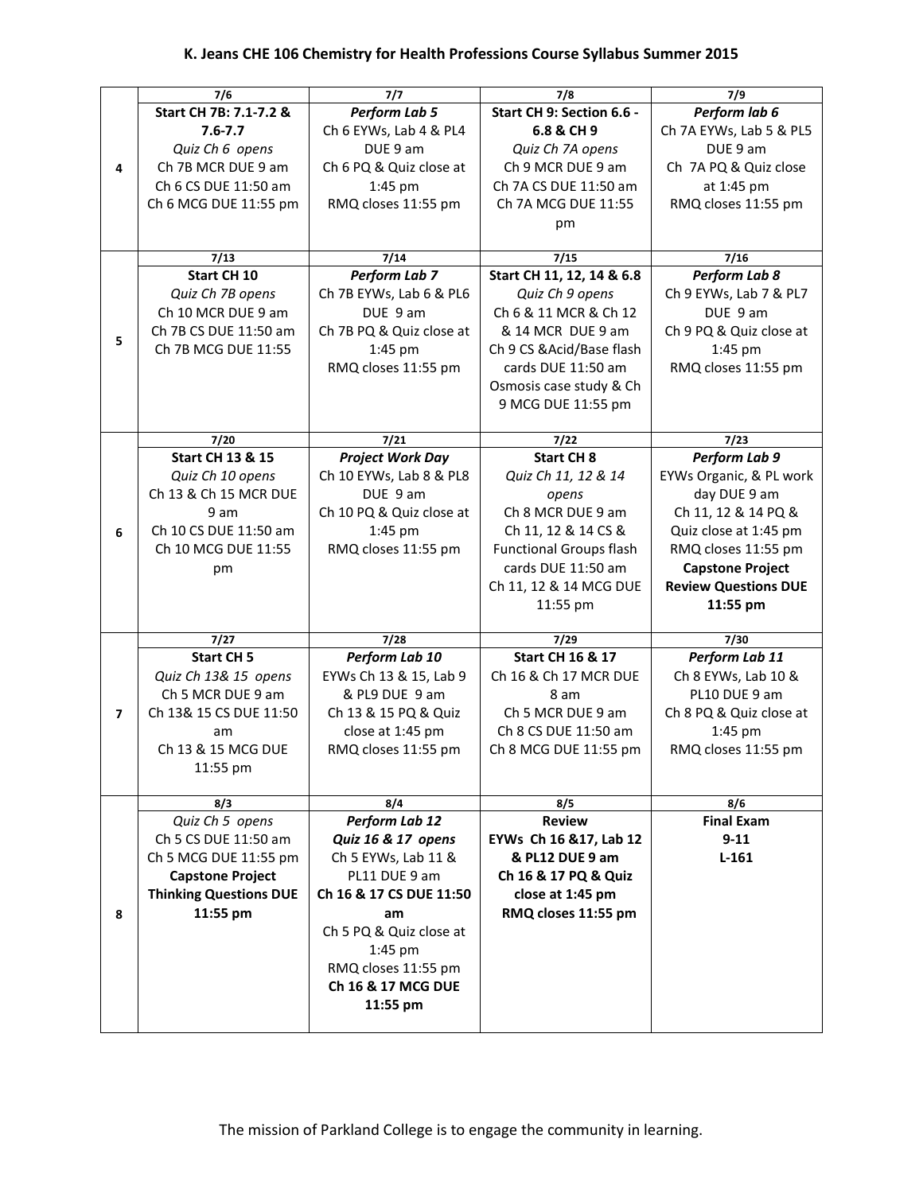| | 7/6 | 7/7 | 7/8 | 7/9 |
|---|---|---|---|---|
| 4 | **Start CH 7B: 7.1-7.2 & 7.6-7.7**<br>*Quiz Ch 6 opens*<br>Ch 7B MCR DUE 9 am<br>Ch 6 CS DUE 11:50 am<br>Ch 6 MCG DUE 11:55 pm | ***Perform Lab 5***<br>Ch 6 EYWs, Lab 4 & PL4 DUE 9 am<br>Ch 6 PQ & Quiz close at 1:45 pm<br>RMQ closes 11:55 pm | **Start CH 9: Section 6.6 - 6.8 & CH 9**<br>*Quiz Ch 7A opens*<br>Ch 9 MCR DUE 9 am<br>Ch 7A CS DUE 11:50 am<br>Ch 7A MCG DUE 11:55 pm | ***Perform lab 6***<br>Ch 7A EYWs, Lab 5 & PL5 DUE 9 am<br>Ch 7A PQ & Quiz close at 1:45 pm<br>RMQ closes 11:55 pm |
| | **7/13** | **7/14** | **7/15** | **7/16** |
| 5 | **Start CH 10**<br>*Quiz Ch 7B opens*<br>Ch 10 MCR DUE 9 am<br>Ch 7B CS DUE 11:50 am<br>Ch 7B MCG DUE 11:55 | ***Perform Lab 7***<br>Ch 7B EYWs, Lab 6 & PL6 DUE 9 am<br>Ch 7B PQ & Quiz close at 1:45 pm<br>RMQ closes 11:55 pm | **Start CH 11, 12, 14 & 6.8**<br>*Quiz Ch 9 opens*<br>Ch 6 & 11 MCR & Ch 12 & 14 MCR DUE 9 am<br>Ch 9 CS &Acid/Base flash cards DUE 11:50 am<br>Osmosis case study & Ch 9 MCG DUE 11:55 pm | ***Perform Lab 8***<br>Ch 9 EYWs, Lab 7 & PL7 DUE 9 am<br>Ch 9 PQ & Quiz close at 1:45 pm<br>RMQ closes 11:55 pm |
| | **7/20** | **7/21** | **7/22** | **7/23** |
| 6 | **Start CH 13 & 15**<br>*Quiz Ch 10 opens*<br>Ch 13 & Ch 15 MCR DUE 9 am<br>Ch 10 CS DUE 11:50 am<br>Ch 10 MCG DUE 11:55 pm | ***Project Work Day***<br>Ch 10 EYWs, Lab 8 & PL8 DUE 9 am<br>Ch 10 PQ & Quiz close at 1:45 pm<br>RMQ closes 11:55 pm | **Start CH 8**<br>*Quiz Ch 11, 12 & 14 opens*<br>Ch 8 MCR DUE 9 am<br>Ch 11, 12 & 14 CS & Functional Groups flash cards DUE 11:50 am<br>Ch 11, 12 & 14 MCG DUE 11:55 pm | ***Perform Lab 9***<br>EYWs Organic, & PL work day DUE 9 am<br>Ch 11, 12 & 14 PQ & Quiz close at 1:45 pm<br>RMQ closes 11:55 pm<br>**Capstone Project Review Questions DUE 11:55 pm** |
| | **7/27** | **7/28** | **7/29** | **7/30** |
| 7 | **Start CH 5**<br>*Quiz Ch 13& 15 opens*<br>Ch 5 MCR DUE 9 am<br>Ch 13& 15 CS DUE 11:50 am<br>Ch 13 & 15 MCG DUE 11:55 pm | ***Perform Lab 10***<br>EYWs Ch 13 & 15, Lab 9 & PL9 DUE 9 am<br>Ch 13 & 15 PQ & Quiz close at 1:45 pm<br>RMQ closes 11:55 pm | **Start CH 16 & 17**<br>Ch 16 & Ch 17 MCR DUE 8 am<br>Ch 5 MCR DUE 9 am<br>Ch 8 CS DUE 11:50 am<br>Ch 8 MCG DUE 11:55 pm | ***Perform Lab 11***<br>Ch 8 EYWs, Lab 10 & PL10 DUE 9 am<br>Ch 8 PQ & Quiz close at 1:45 pm<br>RMQ closes 11:55 pm |
| | **8/3** | **8/4** | **8/5** | **8/6** |
| 8 | *Quiz Ch 5 opens*<br>Ch 5 CS DUE 11:50 am<br>Ch 5 MCG DUE 11:55 pm<br>**Capstone Project Thinking Questions DUE 11:55 pm** | ***Perform Lab 12***<br>***Quiz 16 & 17 opens***<br>Ch 5 EYWs, Lab 11 & PL11 DUE 9 am<br>**Ch 16 & 17 CS DUE 11:50 am**<br>Ch 5 PQ & Quiz close at 1:45 pm<br>RMQ closes 11:55 pm<br>**Ch 16 & 17 MCG DUE 11:55 pm** | **Review**<br>**EYWs Ch 16 &17, Lab 12 & PL12 DUE 9 am**<br>**Ch 16 & 17 PQ & Quiz close at 1:45 pm**<br>**RMQ closes 11:55 pm** | **Final Exam**<br>**9-11**<br>**L-161** |

The mission of Parkland College is to engage the community in learning.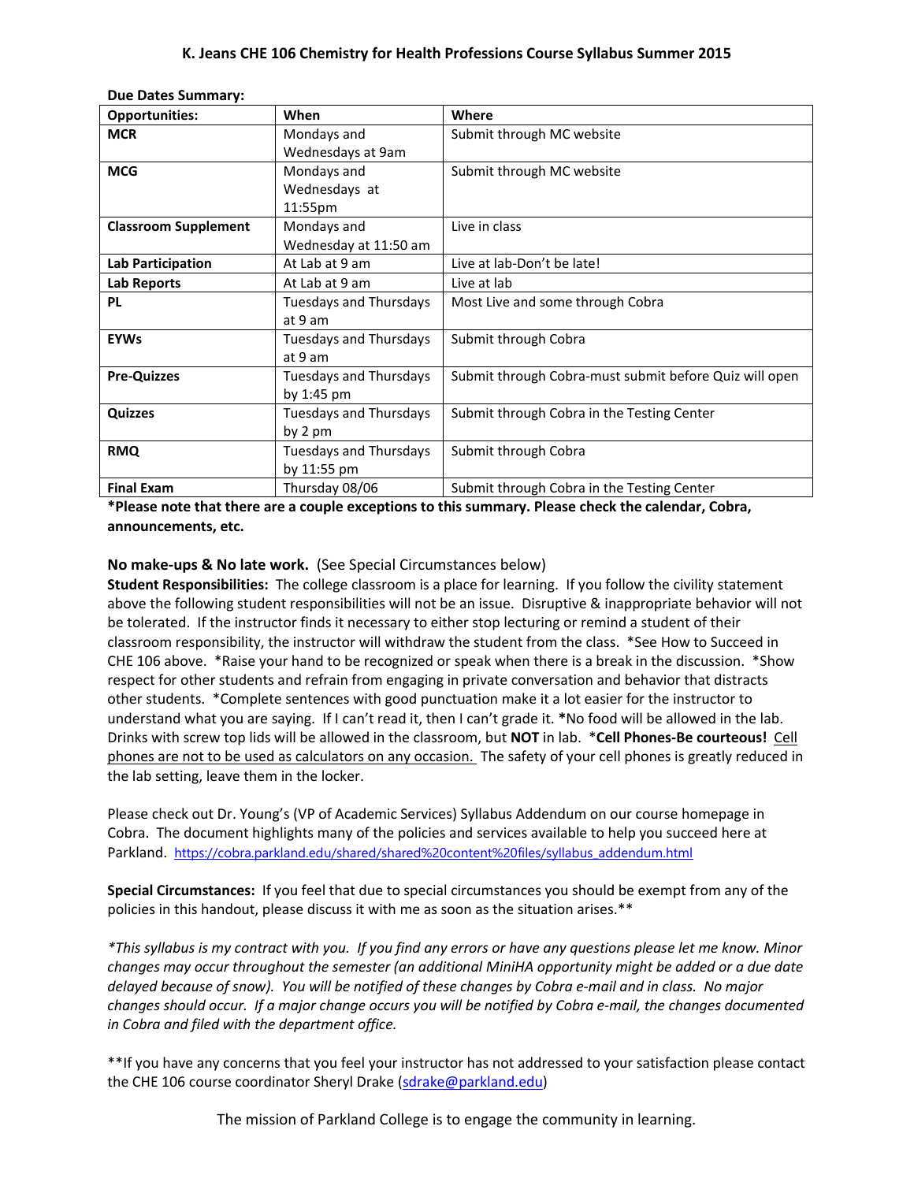**Due Dates Summary:**

| Opportunities: | When | Where |
|---|---|---|
| **MCR** | Mondays and Wednesdays at 9am | Submit through MC website |
| **MCG** | Mondays and Wednesdays at 11:55pm | Submit through MC website |
| **Classroom Supplement** | Mondays and Wednesday at 11:50 am | Live in class |
| **Lab Participation** | At Lab at 9 am | Live at lab-Don't be late! |
| **Lab Reports** | At Lab at 9 am | Live at lab |
| **PL** | Tuesdays and Thursdays at 9 am | Most Live and some through Cobra |
| **EYWs** | Tuesdays and Thursdays at 9 am | Submit through Cobra |
| **Pre-Quizzes** | Tuesdays and Thursdays by 1:45 pm | Submit through Cobra-must submit before Quiz will open |
| **Quizzes** | Tuesdays and Thursdays by 2 pm | Submit through Cobra in the Testing Center |
| **RMQ** | Tuesdays and Thursdays by 11:55 pm | Submit through Cobra |
| **Final Exam** | Thursday 08/06 | Submit through Cobra in the Testing Center |

**\*Please note that there are a couple exceptions to this summary. Please check the calendar, Cobra, announcements, etc.**

**No make-ups & No late work.** (See Special Circumstances below)

**Student Responsibilities:** The college classroom is a place for learning. If you follow the civility statement above the following student responsibilities will not be an issue. Disruptive & inappropriate behavior will not be tolerated. If the instructor finds it necessary to either stop lecturing or remind a student of their classroom responsibility, the instructor will withdraw the student from the class. \*See How to Succeed in CHE 106 above. \*Raise your hand to be recognized or speak when there is a break in the discussion. \*Show respect for other students and refrain from engaging in private conversation and behavior that distracts other students. \*Complete sentences with good punctuation make it a lot easier for the instructor to understand what you are saying. If I can't read it, then I can't grade it. **\***No food will be allowed in the lab. Drinks with screw top lids will be allowed in the classroom, but **NOT** in lab. \***Cell Phones-Be courteous!** Cell phones are not to be used as calculators on any occasion. The safety of your cell phones is greatly reduced in the lab setting, leave them in the locker.

Please check out Dr. Young's (VP of Academic Services) Syllabus Addendum on our course homepage in Cobra. The document highlights many of the policies and services available to help you succeed here at Parkland. https://cobra.parkland.edu/shared/shared%20content%20files/syllabus_addendum.html

**Special Circumstances:** If you feel that due to special circumstances you should be exempt from any of the policies in this handout, please discuss it with me as soon as the situation arises.\*\*

*\*This syllabus is my contract with you. If you find any errors or have any questions please let me know. Minor changes may occur throughout the semester (an additional MiniHA opportunity might be added or a due date delayed because of snow). You will be notified of these changes by Cobra e-mail and in class. No major changes should occur. If a major change occurs you will be notified by Cobra e-mail, the changes documented in Cobra and filed with the department office.*

\*\*If you have any concerns that you feel your instructor has not addressed to your satisfaction please contact the CHE 106 course coordinator Sheryl Drake (sdrake@parkland.edu)

The mission of Parkland College is to engage the community in learning.